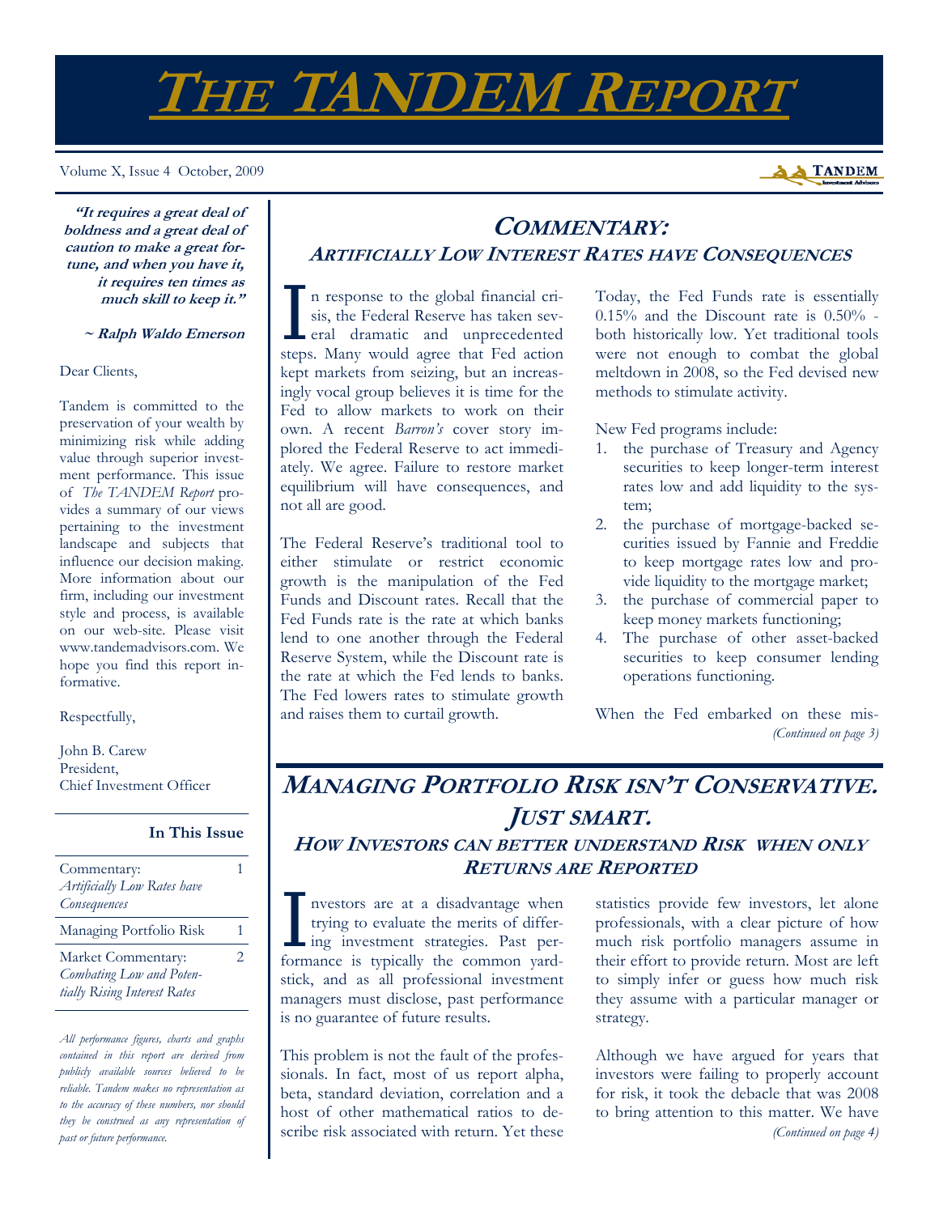# THE TANDEM REPORT

Volume X, Issue 4 October, 2009

**"It requires a great deal of boldness and a great deal of caution to make a great fortune, and when you have it, it requires ten times as much skill to keep it."**

**~ Ralph Waldo Emerson**

Dear Clients,

Tandem is committed to the preservation of your wealth by minimizing risk while adding value through superior investment performance. This issue of *The TANDEM Report* provides a summary of our views pertaining to the investment landscape and subjects that influence our decision making. More information about our firm, including our investment style and process, is available on our web-site. Please visit www.tandemadvisors.com. We hope you find this report informative.

Respectfully,

John B. Carew
President,
Chief Investment Officer

**In This Issue**

| | |
|---|---|
| Commentary: *Artificially Low Rates have Consequences* | 1 |
| Managing Portfolio Risk | 1 |
| Market Commentary: *Combating Low and Potentially Rising Interest Rates* | 2 |

*All performance figures, charts and graphs contained in this report are derived from publicly available sources believed to be reliable. Tandem makes no representation as to the accuracy of these numbers, nor should they be construed as any representation of past or future performance.*

## COMMENTARY:
### ARTIFICIALLY LOW INTEREST RATES HAVE CONSEQUENCES

In response to the global financial crisis, the Federal Reserve has taken several dramatic and unprecedented steps. Many would agree that Fed action kept markets from seizing, but an increasingly vocal group believes it is time for the Fed to allow markets to work on their own. A recent *Barron's* cover story implored the Federal Reserve to act immediately. We agree. Failure to restore market equilibrium will have consequences, and not all are good.

The Federal Reserve's traditional tool to either stimulate or restrict economic growth is the manipulation of the Fed Funds and Discount rates. Recall that the Fed Funds rate is the rate at which banks lend to one another through the Federal Reserve System, while the Discount rate is the rate at which the Fed lends to banks. The Fed lowers rates to stimulate growth and raises them to curtail growth.

Today, the Fed Funds rate is essentially 0.15% and the Discount rate is 0.50% - both historically low. Yet traditional tools were not enough to combat the global meltdown in 2008, so the Fed devised new methods to stimulate activity.

New Fed programs include:

1. the purchase of Treasury and Agency securities to keep longer-term interest rates low and add liquidity to the system;
2. the purchase of mortgage-backed securities issued by Fannie and Freddie to keep mortgage rates low and provide liquidity to the mortgage market;
3. the purchase of commercial paper to keep money markets functioning;
4. The purchase of other asset-backed securities to keep consumer lending operations functioning.

When the Fed embarked on these mis-

*(Continued on page 3)*

## MANAGING PORTFOLIO RISK ISN'T CONSERVATIVE. JUST SMART.
### HOW INVESTORS CAN BETTER UNDERSTAND RISK WHEN ONLY RETURNS ARE REPORTED

Investors are at a disadvantage when trying to evaluate the merits of differing investment strategies. Past performance is typically the common yardstick, and as all professional investment managers must disclose, past performance is no guarantee of future results.

This problem is not the fault of the professionals. In fact, most of us report alpha, beta, standard deviation, correlation and a host of other mathematical ratios to describe risk associated with return. Yet these statistics provide few investors, let alone professionals, with a clear picture of how much risk portfolio managers assume in their effort to provide return. Most are left to simply infer or guess how much risk they assume with a particular manager or strategy.

Although we have argued for years that investors were failing to properly account for risk, it took the debacle that was 2008 to bring attention to this matter. We have

*(Continued on page 4)*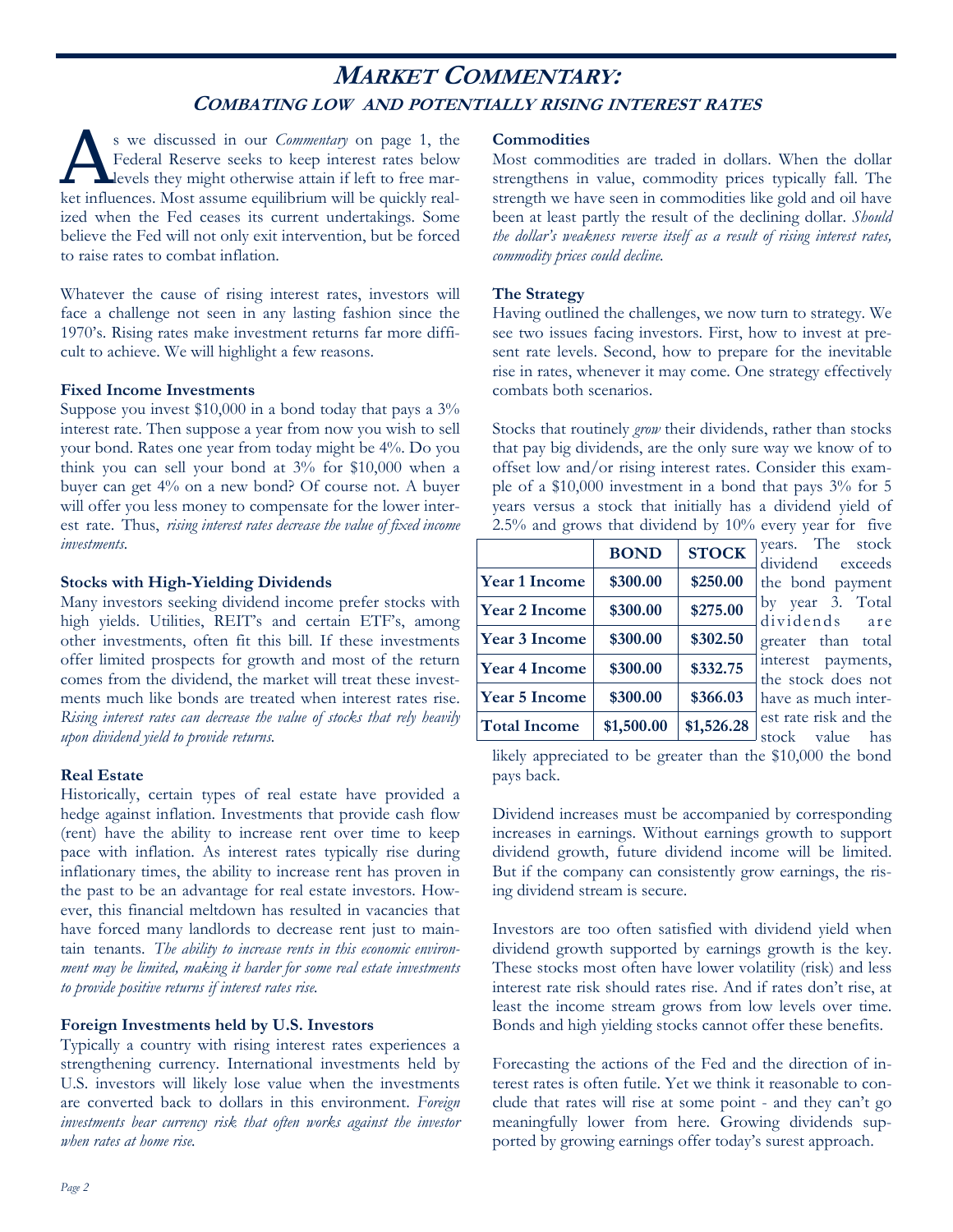# MARKET COMMENTARY:

## COMBATING LOW AND POTENTIALLY RISING INTEREST RATES

As we discussed in our *Commentary* on page 1, the Federal Reserve seeks to keep interest rates below levels they might otherwise attain if left to free market influences. Most assume equilibrium will be quickly realized when the Fed ceases its current undertakings. Some believe the Fed will not only exit intervention, but be forced to raise rates to combat inflation.

Whatever the cause of rising interest rates, investors will face a challenge not seen in any lasting fashion since the 1970's. Rising rates make investment returns far more difficult to achieve. We will highlight a few reasons.

**Fixed Income Investments**

Suppose you invest $10,000 in a bond today that pays a 3% interest rate. Then suppose a year from now you wish to sell your bond. Rates one year from today might be 4%. Do you think you can sell your bond at 3% for $10,000 when a buyer can get 4% on a new bond? Of course not. A buyer will offer you less money to compensate for the lower interest rate. Thus, *rising interest rates decrease the value of fixed income investments.*

**Stocks with High-Yielding Dividends**

Many investors seeking dividend income prefer stocks with high yields. Utilities, REIT's and certain ETF's, among other investments, often fit this bill. If these investments offer limited prospects for growth and most of the return comes from the dividend, the market will treat these investments much like bonds are treated when interest rates rise. *Rising interest rates can decrease the value of stocks that rely heavily upon dividend yield to provide returns.*

**Real Estate**

Historically, certain types of real estate have provided a hedge against inflation. Investments that provide cash flow (rent) have the ability to increase rent over time to keep pace with inflation. As interest rates typically rise during inflationary times, the ability to increase rent has proven in the past to be an advantage for real estate investors. However, this financial meltdown has resulted in vacancies that have forced many landlords to decrease rent just to maintain tenants. *The ability to increase rents in this economic environment may be limited, making it harder for some real estate investments to provide positive returns if interest rates rise.*

**Foreign Investments held by U.S. Investors**

Typically a country with rising interest rates experiences a strengthening currency. International investments held by U.S. investors will likely lose value when the investments are converted back to dollars in this environment. *Foreign investments bear currency risk that often works against the investor when rates at home rise.*

**Commodities**

Most commodities are traded in dollars. When the dollar strengthens in value, commodity prices typically fall. The strength we have seen in commodities like gold and oil have been at least partly the result of the declining dollar. *Should the dollar's weakness reverse itself as a result of rising interest rates, commodity prices could decline.*

**The Strategy**

Having outlined the challenges, we now turn to strategy. We see two issues facing investors. First, how to invest at present rate levels. Second, how to prepare for the inevitable rise in rates, whenever it may come. One strategy effectively combats both scenarios.

Stocks that routinely *grow* their dividends, rather than stocks that pay big dividends, are the only sure way we know of to offset low and/or rising interest rates. Consider this example of a $10,000 investment in a bond that pays 3% for 5 years versus a stock that initially has a dividend yield of 2.5% and grows that dividend by 10% every year for five years. The stock dividend exceeds the bond payment by year 3. Total dividends are greater than total interest payments, the stock does not have as much interest rate risk and the stock value has likely appreciated to be greater than the $10,000 the bond pays back.

| | BOND | STOCK |
|---|---|---|
| Year 1 Income | $300.00 | $250.00 |
| Year 2 Income | $300.00 | $275.00 |
| Year 3 Income | $300.00 | $302.50 |
| Year 4 Income | $300.00 | $332.75 |
| Year 5 Income | $300.00 | $366.03 |
| Total Income | $1,500.00 | $1,526.28 |

Dividend increases must be accompanied by corresponding increases in earnings. Without earnings growth to support dividend growth, future dividend income will be limited. But if the company can consistently grow earnings, the rising dividend stream is secure.

Investors are too often satisfied with dividend yield when dividend growth supported by earnings growth is the key. These stocks most often have lower volatility (risk) and less interest rate risk should rates rise. And if rates don't rise, at least the income stream grows from low levels over time. Bonds and high yielding stocks cannot offer these benefits.

Forecasting the actions of the Fed and the direction of interest rates is often futile. Yet we think it reasonable to conclude that rates will rise at some point - and they can't go meaningfully lower from here. Growing dividends supported by growing earnings offer today's surest approach.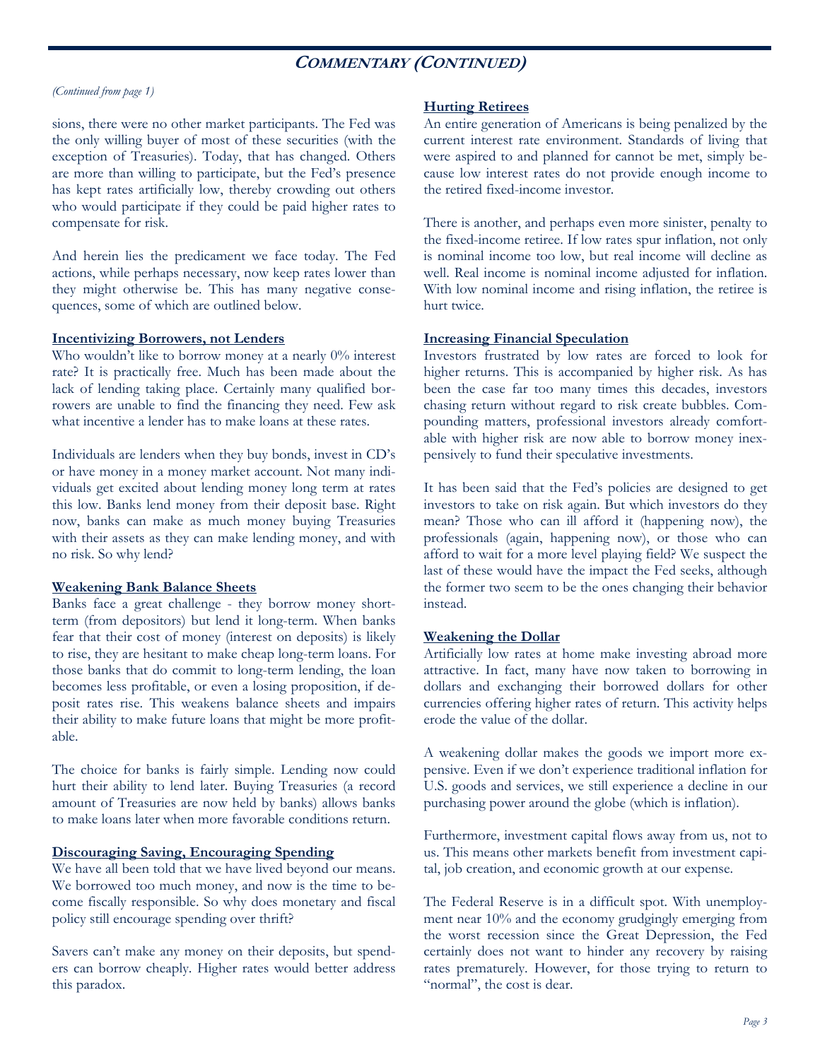## COMMENTARY (CONTINUED)

*(Continued from page 1)*

sions, there were no other market participants. The Fed was the only willing buyer of most of these securities (with the exception of Treasuries). Today, that has changed. Others are more than willing to participate, but the Fed's presence has kept rates artificially low, thereby crowding out others who would participate if they could be paid higher rates to compensate for risk.

And herein lies the predicament we face today. The Fed actions, while perhaps necessary, now keep rates lower than they might otherwise be. This has many negative consequences, some of which are outlined below.

**Incentivizing Borrowers, not Lenders**

Who wouldn't like to borrow money at a nearly 0% interest rate? It is practically free. Much has been made about the lack of lending taking place. Certainly many qualified borrowers are unable to find the financing they need. Few ask what incentive a lender has to make loans at these rates.

Individuals are lenders when they buy bonds, invest in CD's or have money in a money market account. Not many individuals get excited about lending money long term at rates this low. Banks lend money from their deposit base. Right now, banks can make as much money buying Treasuries with their assets as they can make lending money, and with no risk. So why lend?

**Weakening Bank Balance Sheets**

Banks face a great challenge - they borrow money short-term (from depositors) but lend it long-term. When banks fear that their cost of money (interest on deposits) is likely to rise, they are hesitant to make cheap long-term loans. For those banks that do commit to long-term lending, the loan becomes less profitable, or even a losing proposition, if deposit rates rise. This weakens balance sheets and impairs their ability to make future loans that might be more profitable.

The choice for banks is fairly simple. Lending now could hurt their ability to lend later. Buying Treasuries (a record amount of Treasuries are now held by banks) allows banks to make loans later when more favorable conditions return.

**Discouraging Saving, Encouraging Spending**

We have all been told that we have lived beyond our means. We borrowed too much money, and now is the time to become fiscally responsible. So why does monetary and fiscal policy still encourage spending over thrift?

Savers can't make any money on their deposits, but spenders can borrow cheaply. Higher rates would better address this paradox.

**Hurting Retirees**

An entire generation of Americans is being penalized by the current interest rate environment. Standards of living that were aspired to and planned for cannot be met, simply because low interest rates do not provide enough income to the retired fixed-income investor.

There is another, and perhaps even more sinister, penalty to the fixed-income retiree. If low rates spur inflation, not only is nominal income too low, but real income will decline as well. Real income is nominal income adjusted for inflation. With low nominal income and rising inflation, the retiree is hurt twice.

**Increasing Financial Speculation**

Investors frustrated by low rates are forced to look for higher returns. This is accompanied by higher risk. As has been the case far too many times this decades, investors chasing return without regard to risk create bubbles. Compounding matters, professional investors already comfortable with higher risk are now able to borrow money inexpensively to fund their speculative investments.

It has been said that the Fed's policies are designed to get investors to take on risk again. But which investors do they mean? Those who can ill afford it (happening now), the professionals (again, happening now), or those who can afford to wait for a more level playing field? We suspect the last of these would have the impact the Fed seeks, although the former two seem to be the ones changing their behavior instead.

**Weakening the Dollar**

Artificially low rates at home make investing abroad more attractive. In fact, many have now taken to borrowing in dollars and exchanging their borrowed dollars for other currencies offering higher rates of return. This activity helps erode the value of the dollar.

A weakening dollar makes the goods we import more expensive. Even if we don't experience traditional inflation for U.S. goods and services, we still experience a decline in our purchasing power around the globe (which is inflation).

Furthermore, investment capital flows away from us, not to us. This means other markets benefit from investment capital, job creation, and economic growth at our expense.

The Federal Reserve is in a difficult spot. With unemployment near 10% and the economy grudgingly emerging from the worst recession since the Great Depression, the Fed certainly does not want to hinder any recovery by raising rates prematurely. However, for those trying to return to "normal", the cost is dear.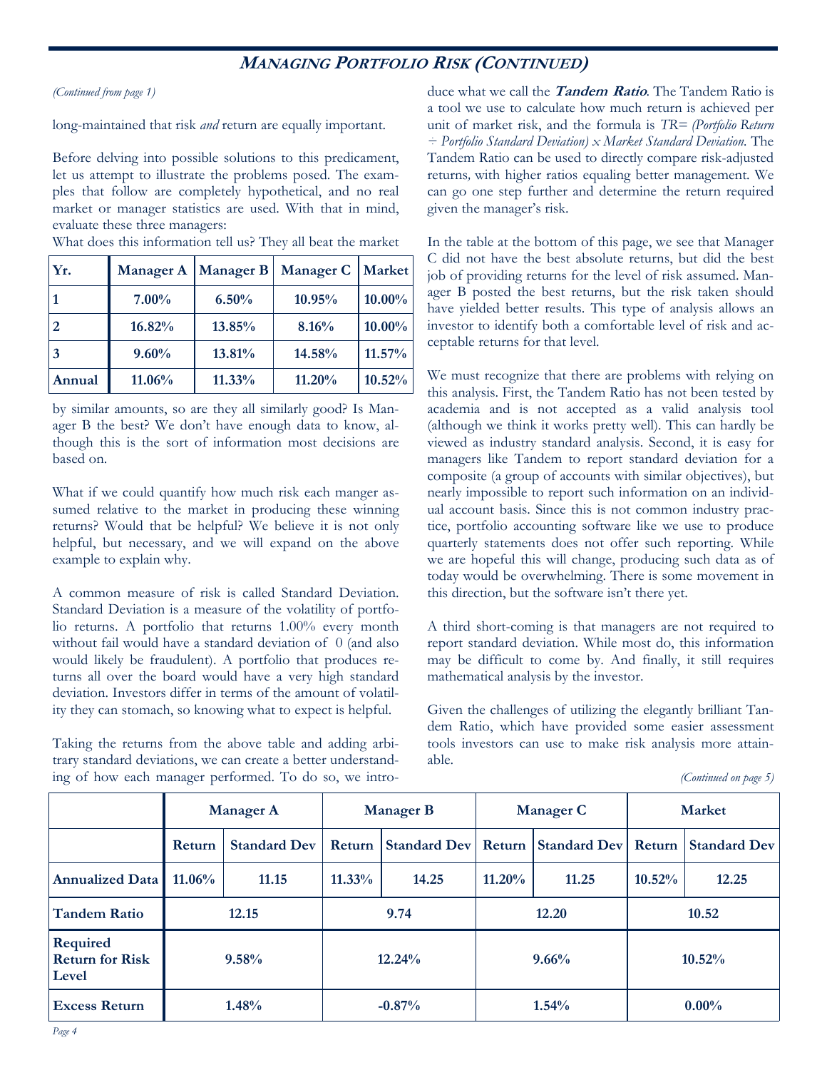## MANAGING PORTFOLIO RISK (CONTINUED)

*(Continued from page 1)*

long-maintained that risk *and* return are equally important.

Before delving into possible solutions to this predicament, let us attempt to illustrate the problems posed. The examples that follow are completely hypothetical, and no real market or manager statistics are used. With that in mind, evaluate these three managers:

| Yr. | Manager A | Manager B | Manager C | Market |
|---|---|---|---|---|
| 1 | 7.00% | 6.50% | 10.95% | 10.00% |
| 2 | 16.82% | 13.85% | 8.16% | 10.00% |
| 3 | 9.60% | 13.81% | 14.58% | 11.57% |
| Annual | 11.06% | 11.33% | 11.20% | 10.52% |

What does this information tell us? They all beat the market by similar amounts, so are they all similarly good? Is Manager B the best? We don't have enough data to know, although this is the sort of information most decisions are based on.

What if we could quantify how much risk each manger assumed relative to the market in producing these winning returns? Would that be helpful? We believe it is not only helpful, but necessary, and we will expand on the above example to explain why.

A common measure of risk is called Standard Deviation. Standard Deviation is a measure of the volatility of portfolio returns. A portfolio that returns 1.00% every month without fail would have a standard deviation of 0 (and also would likely be fraudulent). A portfolio that produces returns all over the board would have a very high standard deviation. Investors differ in terms of the amount of volatility they can stomach, so knowing what to expect is helpful.

Taking the returns from the above table and adding arbitrary standard deviations, we can create a better understanding of how each manager performed. To do so, we introduce what we call the ***Tandem Ratio***. The Tandem Ratio is a tool we use to calculate how much return is achieved per unit of market risk, and the formula is *TR= (Portfolio Return ÷ Portfolio Standard Deviation) x Market Standard Deviation*. The Tandem Ratio can be used to directly compare risk-adjusted returns, with higher ratios equaling better management. We can go one step further and determine the return required given the manager's risk.

In the table at the bottom of this page, we see that Manager C did not have the best absolute returns, but did the best job of providing returns for the level of risk assumed. Manager B posted the best returns, but the risk taken should have yielded better results. This type of analysis allows an investor to identify both a comfortable level of risk and acceptable returns for that level.

We must recognize that there are problems with relying on this analysis. First, the Tandem Ratio has not been tested by academia and is not accepted as a valid analysis tool (although we think it works pretty well). This can hardly be viewed as industry standard analysis. Second, it is easy for managers like Tandem to report standard deviation for a composite (a group of accounts with similar objectives), but nearly impossible to report such information on an individual account basis. Since this is not common industry practice, portfolio accounting software like we use to produce quarterly statements does not offer such reporting. While we are hopeful this will change, producing such data as of today would be overwhelming. There is some movement in this direction, but the software isn't there yet.

A third short-coming is that managers are not required to report standard deviation. While most do, this information may be difficult to come by. And finally, it still requires mathematical analysis by the investor.

Given the challenges of utilizing the elegantly brilliant Tandem Ratio, which have provided some easier assessment tools investors can use to make risk analysis more attainable.

*(Continued on page 5)*

| | Manager A | | Manager B | | Manager C | | Market | |
|---|---|---|---|---|---|---|---|---|
| | Return | Standard Dev | Return | Standard Dev | Return | Standard Dev | Return | Standard Dev |
| Annualized Data | 11.06% | 11.15 | 11.33% | 14.25 | 11.20% | 11.25 | 10.52% | 12.25 |
| Tandem Ratio | 12.15 | | 9.74 | | 12.20 | | 10.52 | |
| Required Return for Risk Level | 9.58% | | 12.24% | | 9.66% | | 10.52% | |
| Excess Return | 1.48% | | -0.87% | | 1.54% | | 0.00% | |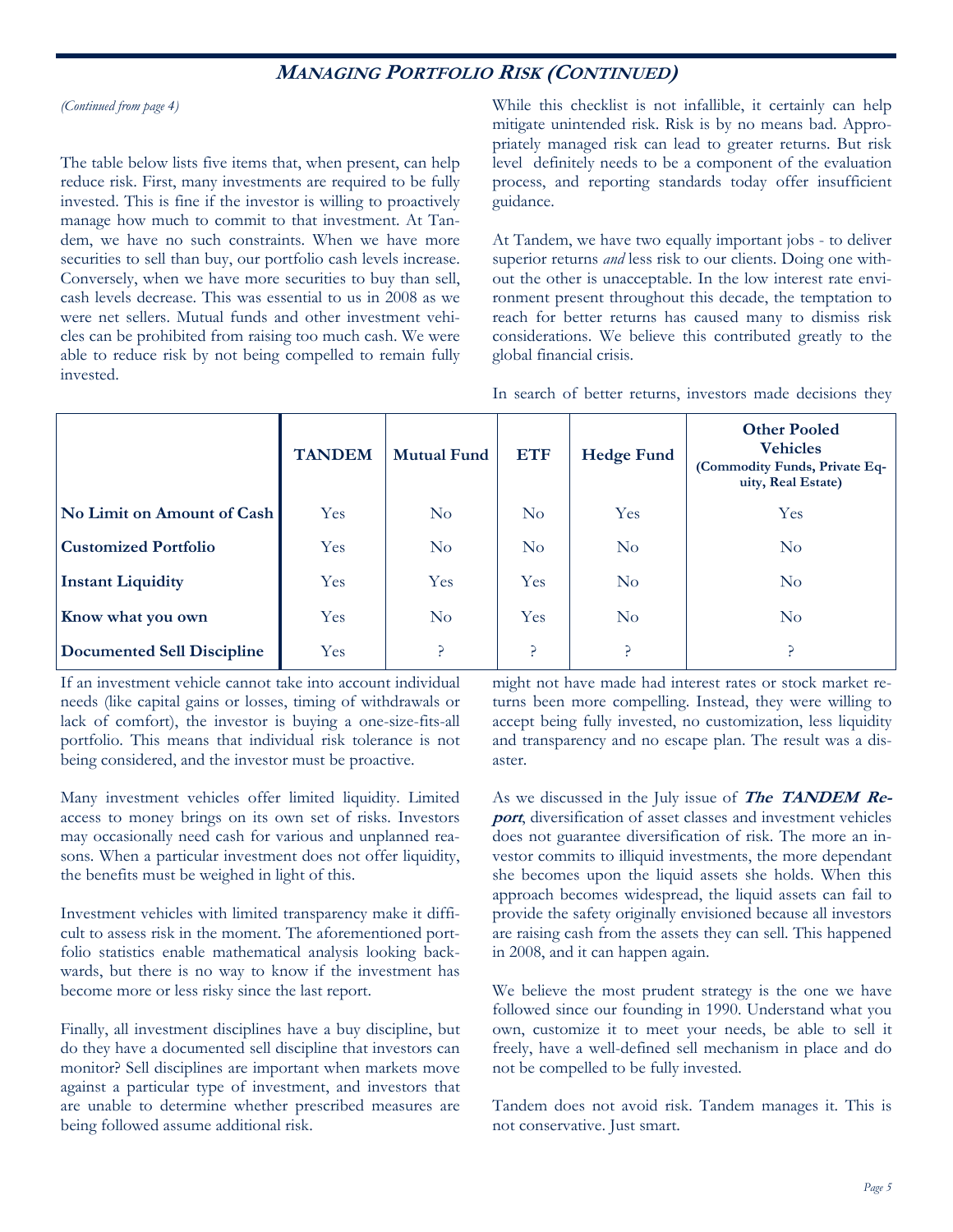## MANAGING PORTFOLIO RISK (CONTINUED)

*(Continued from page 4)*

The table below lists five items that, when present, can help reduce risk. First, many investments are required to be fully invested. This is fine if the investor is willing to proactively manage how much to commit to that investment. At Tandem, we have no such constraints. When we have more securities to sell than buy, our portfolio cash levels increase. Conversely, when we have more securities to buy than sell, cash levels decrease. This was essential to us in 2008 as we were net sellers. Mutual funds and other investment vehicles can be prohibited from raising too much cash. We were able to reduce risk by not being compelled to remain fully invested.

| | **TANDEM** | **Mutual Fund** | **ETF** | **Hedge Fund** | **Other Pooled Vehicles (Commodity Funds, Private Equity, Real Estate)** |
|---|---|---|---|---|---|
| **No Limit on Amount of Cash** | Yes | No | No | Yes | Yes |
| **Customized Portfolio** | Yes | No | No | No | No |
| **Instant Liquidity** | Yes | Yes | Yes | No | No |
| **Know what you own** | Yes | No | Yes | No | No |
| **Documented Sell Discipline** | Yes | ? | ? | ? | ? |

If an investment vehicle cannot take into account individual needs (like capital gains or losses, timing of withdrawals or lack of comfort), the investor is buying a one-size-fits-all portfolio. This means that individual risk tolerance is not being considered, and the investor must be proactive.

Many investment vehicles offer limited liquidity. Limited access to money brings on its own set of risks. Investors may occasionally need cash for various and unplanned reasons. When a particular investment does not offer liquidity, the benefits must be weighed in light of this.

Investment vehicles with limited transparency make it difficult to assess risk in the moment. The aforementioned portfolio statistics enable mathematical analysis looking backwards, but there is no way to know if the investment has become more or less risky since the last report.

Finally, all investment disciplines have a buy discipline, but do they have a documented sell discipline that investors can monitor? Sell disciplines are important when markets move against a particular type of investment, and investors that are unable to determine whether prescribed measures are being followed assume additional risk.

While this checklist is not infallible, it certainly can help mitigate unintended risk. Risk is by no means bad. Appropriately managed risk can lead to greater returns. But risk level definitely needs to be a component of the evaluation process, and reporting standards today offer insufficient guidance.

At Tandem, we have two equally important jobs - to deliver superior returns *and* less risk to our clients. Doing one without the other is unacceptable. In the low interest rate environment present throughout this decade, the temptation to reach for better returns has caused many to dismiss risk considerations. We believe this contributed greatly to the global financial crisis.

In search of better returns, investors made decisions they might not have made had interest rates or stock market returns been more compelling. Instead, they were willing to accept being fully invested, no customization, less liquidity and transparency and no escape plan. The result was a disaster.

As we discussed in the July issue of ***The TANDEM Report***, diversification of asset classes and investment vehicles does not guarantee diversification of risk. The more an investor commits to illiquid investments, the more dependant she becomes upon the liquid assets she holds. When this approach becomes widespread, the liquid assets can fail to provide the safety originally envisioned because all investors are raising cash from the assets they can sell. This happened in 2008, and it can happen again.

We believe the most prudent strategy is the one we have followed since our founding in 1990. Understand what you own, customize it to meet your needs, be able to sell it freely, have a well-defined sell mechanism in place and do not be compelled to be fully invested.

Tandem does not avoid risk. Tandem manages it. This is not conservative. Just smart.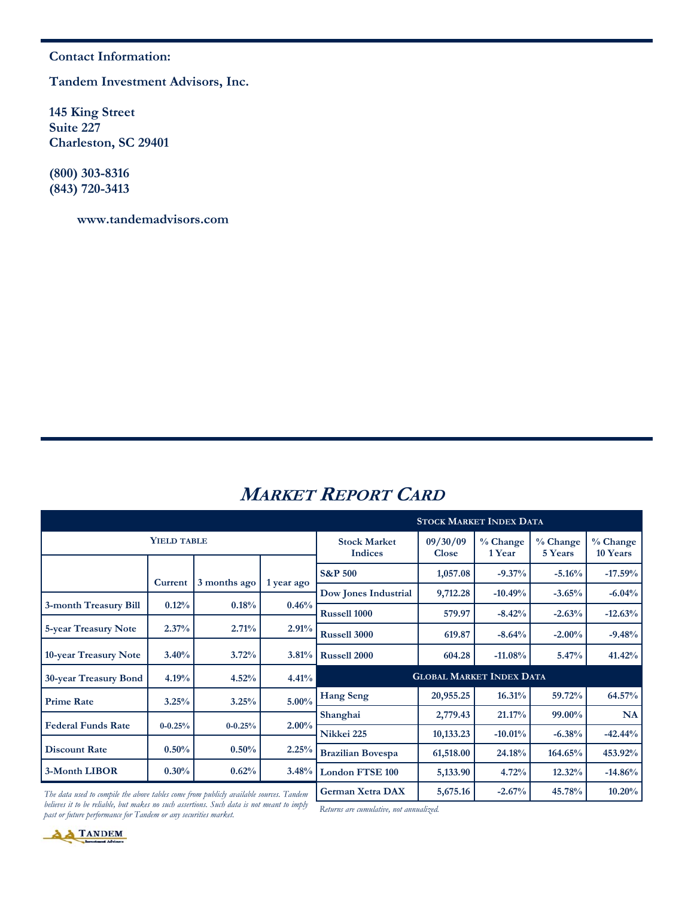**Contact Information:**

**Tandem Investment Advisors, Inc.**

**145 King Street**
**Suite 227**
**Charleston, SC 29401**

**(800) 303-8316**
**(843) 720-3413**

**www.tandemadvisors.com**

# *Market Report Card*

**Yield Table**

| | Current | 3 months ago | 1 year ago |
|---|---|---|---|
| 3-month Treasury Bill | 0.12% | 0.18% | 0.46% |
| 5-year Treasury Note | 2.37% | 2.71% | 2.91% |
| 10-year Treasury Note | 3.40% | 3.72% | 3.81% |
| 30-year Treasury Bond | 4.19% | 4.52% | 4.41% |
| Prime Rate | 3.25% | 3.25% | 5.00% |
| Federal Funds Rate | 0-0.25% | 0-0.25% | 2.00% |
| Discount Rate | 0.50% | 0.50% | 2.25% |
| 3-Month LIBOR | 0.30% | 0.62% | 3.48% |

*The data used to compile the above tables come from publicly available sources. Tandem believes it to be reliable, but makes no such assertions. Such data is not meant to imply past or future performance for Tandem or any securities market.*

**Stock Market Index Data**

| Stock Market Indices | 09/30/09 Close | % Change 1 Year | % Change 5 Years | % Change 10 Years |
|---|---|---|---|---|
| S&P 500 | 1,057.08 | -9.37% | -5.16% | -17.59% |
| Dow Jones Industrial | 9,712.28 | -10.49% | -3.65% | -6.04% |
| Russell 1000 | 579.97 | -8.42% | -2.63% | -12.63% |
| Russell 3000 | 619.87 | -8.64% | -2.00% | -9.48% |
| Russell 2000 | 604.28 | -11.08% | 5.47% | 41.42% |
| **Global Market Index Data** | | | | |
| Hang Seng | 20,955.25 | 16.31% | 59.72% | 64.57% |
| Shanghai | 2,779.43 | 21.17% | 99.00% | NA |
| Nikkei 225 | 10,133.23 | -10.01% | -6.38% | -42.44% |
| Brazilian Bovespa | 61,518.00 | 24.18% | 164.65% | 453.92% |
| London FTSE 100 | 5,133.90 | 4.72% | 12.32% | -14.86% |
| German Xetra DAX | 5,675.16 | -2.67% | 45.78% | 10.20% |

*Returns are cumulative, not annualized.*

Tandem Investment Advisors